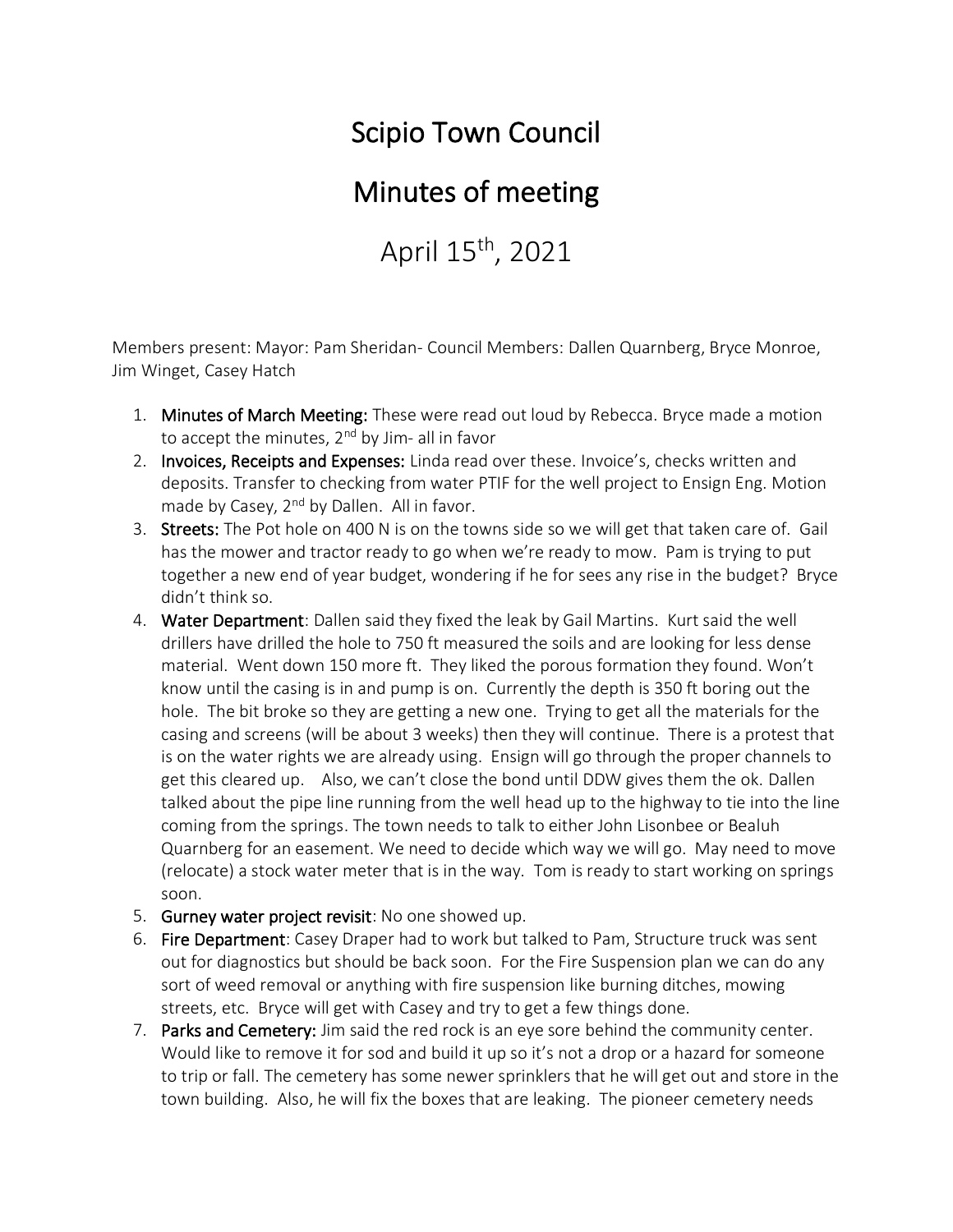# Scipio Town Council

# Minutes of meeting

# April 15th, 2021

Members present: Mayor: Pam Sheridan- Council Members: Dallen Quarnberg, Bryce Monroe, Jim Winget, Casey Hatch

1. **Minutes of March Meeting:** These were read out loud by Rebecca. Bryce made a motion to accept the minutes, 2nd by Jim- all in favor
2. **Invoices, Receipts and Expenses:** Linda read over these. Invoice's, checks written and deposits. Transfer to checking from water PTIF for the well project to Ensign Eng. Motion made by Casey, 2nd by Dallen. All in favor.
3. **Streets:** The Pot hole on 400 N is on the towns side so we will get that taken care of. Gail has the mower and tractor ready to go when we're ready to mow. Pam is trying to put together a new end of year budget, wondering if he for sees any rise in the budget? Bryce didn't think so.
4. **Water Department**: Dallen said they fixed the leak by Gail Martins. Kurt said the well drillers have drilled the hole to 750 ft measured the soils and are looking for less dense material. Went down 150 more ft. They liked the porous formation they found. Won't know until the casing is in and pump is on. Currently the depth is 350 ft boring out the hole. The bit broke so they are getting a new one. Trying to get all the materials for the casing and screens (will be about 3 weeks) then they will continue. There is a protest that is on the water rights we are already using. Ensign will go through the proper channels to get this cleared up. Also, we can't close the bond until DDW gives them the ok. Dallen talked about the pipe line running from the well head up to the highway to tie into the line coming from the springs. The town needs to talk to either John Lisonbee or Bealuh Quarnberg for an easement. We need to decide which way we will go. May need to move (relocate) a stock water meter that is in the way. Tom is ready to start working on springs soon.
5. **Gurney water project revisit**: No one showed up.
6. **Fire Department**: Casey Draper had to work but talked to Pam, Structure truck was sent out for diagnostics but should be back soon. For the Fire Suspension plan we can do any sort of weed removal or anything with fire suspension like burning ditches, mowing streets, etc. Bryce will get with Casey and try to get a few things done.
7. **Parks and Cemetery:** Jim said the red rock is an eye sore behind the community center. Would like to remove it for sod and build it up so it's not a drop or a hazard for someone to trip or fall. The cemetery has some newer sprinklers that he will get out and store in the town building. Also, he will fix the boxes that are leaking. The pioneer cemetery needs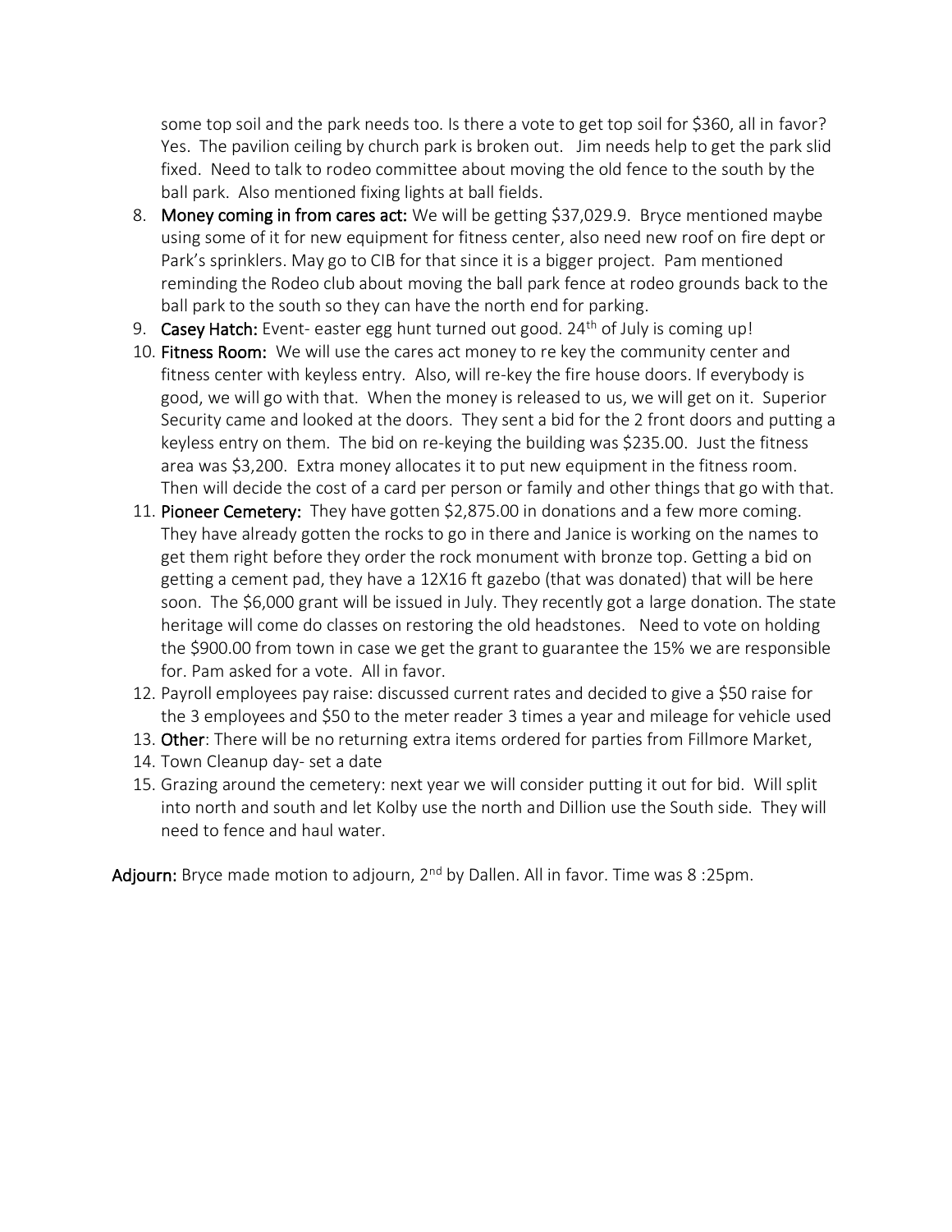some top soil and the park needs too. Is there a vote to get top soil for $360, all in favor? Yes. The pavilion ceiling by church park is broken out. Jim needs help to get the park slid fixed. Need to talk to rodeo committee about moving the old fence to the south by the ball park. Also mentioned fixing lights at ball fields.

8. **Money coming in from cares act:** We will be getting $37,029.9. Bryce mentioned maybe using some of it for new equipment for fitness center, also need new roof on fire dept or Park's sprinklers. May go to CIB for that since it is a bigger project. Pam mentioned reminding the Rodeo club about moving the ball park fence at rodeo grounds back to the ball park to the south so they can have the north end for parking.
9. **Casey Hatch:** Event- easter egg hunt turned out good. 24th of July is coming up!
10. **Fitness Room:** We will use the cares act money to re key the community center and fitness center with keyless entry. Also, will re-key the fire house doors. If everybody is good, we will go with that. When the money is released to us, we will get on it. Superior Security came and looked at the doors. They sent a bid for the 2 front doors and putting a keyless entry on them. The bid on re-keying the building was $235.00. Just the fitness area was $3,200. Extra money allocates it to put new equipment in the fitness room. Then will decide the cost of a card per person or family and other things that go with that.
11. **Pioneer Cemetery:** They have gotten $2,875.00 in donations and a few more coming. They have already gotten the rocks to go in there and Janice is working on the names to get them right before they order the rock monument with bronze top. Getting a bid on getting a cement pad, they have a 12X16 ft gazebo (that was donated) that will be here soon. The $6,000 grant will be issued in July. They recently got a large donation. The state heritage will come do classes on restoring the old headstones. Need to vote on holding the $900.00 from town in case we get the grant to guarantee the 15% we are responsible for. Pam asked for a vote. All in favor.
12. Payroll employees pay raise: discussed current rates and decided to give a $50 raise for the 3 employees and $50 to the meter reader 3 times a year and mileage for vehicle used
13. **Other**: There will be no returning extra items ordered for parties from Fillmore Market,
14. Town Cleanup day- set a date
15. Grazing around the cemetery: next year we will consider putting it out for bid. Will split into north and south and let Kolby use the north and Dillion use the South side. They will need to fence and haul water.

**Adjourn:** Bryce made motion to adjourn, 2nd by Dallen. All in favor. Time was 8 :25pm.